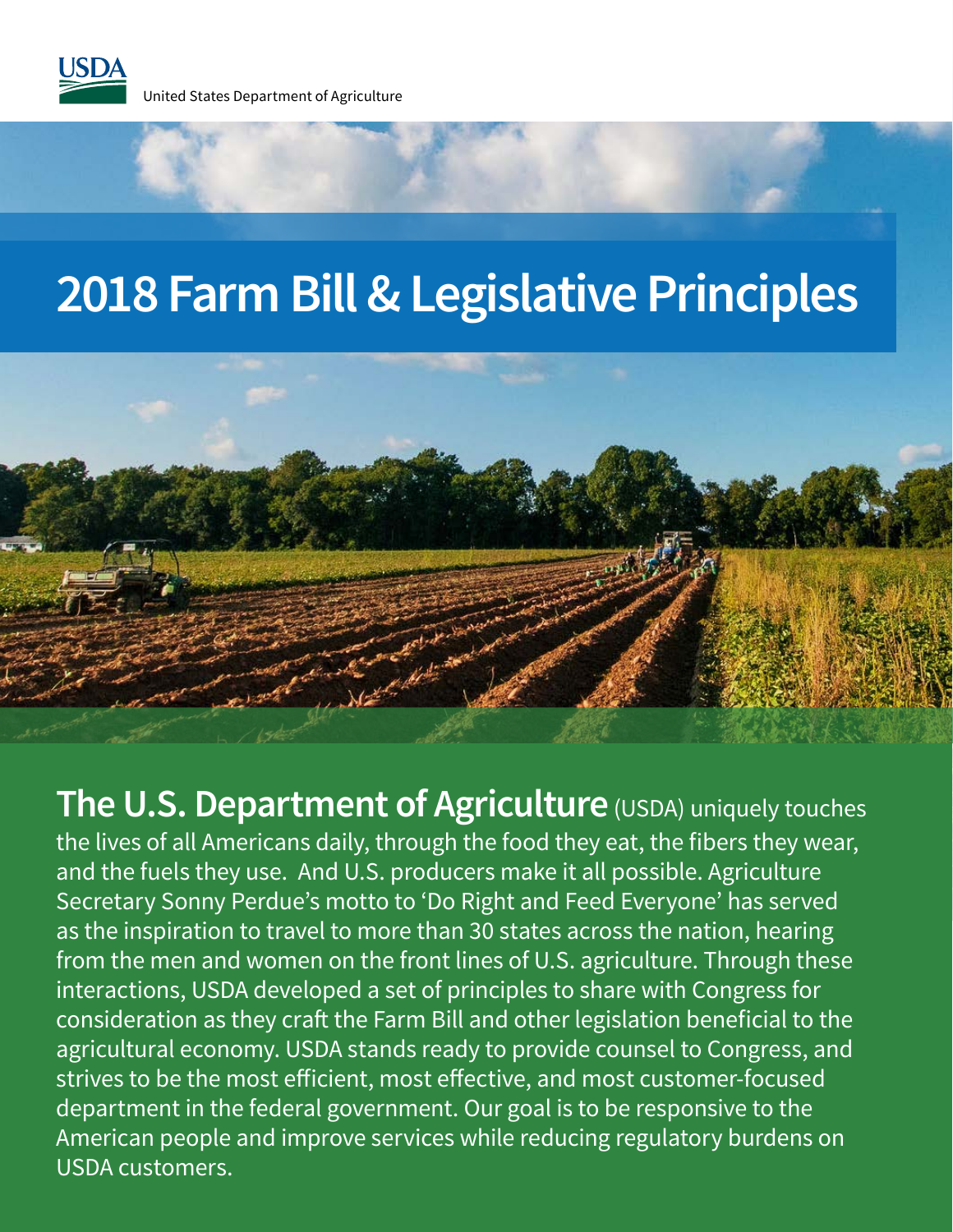USDA

United States Department of Agriculture

# 2018 Farm Bill & Legislative Principles

**The U.S. Department of Agriculture** (USDA) uniquely touches the lives of all Americans daily, through the food they eat, the fibers they wear, and the fuels they use. And U.S. producers make it all possible. Agriculture Secretary Sonny Perdue's motto to 'Do Right and Feed Everyone' has served as the inspiration to travel to more than 30 states across the nation, hearing from the men and women on the front lines of U.S. agriculture. Through these interactions, USDA developed a set of principles to share with Congress for consideration as they craft the Farm Bill and other legislation beneficial to the agricultural economy. USDA stands ready to provide counsel to Congress, and strives to be the most efficient, most effective, and most customer-focused department in the federal government. Our goal is to be responsive to the American people and improve services while reducing regulatory burdens on USDA customers.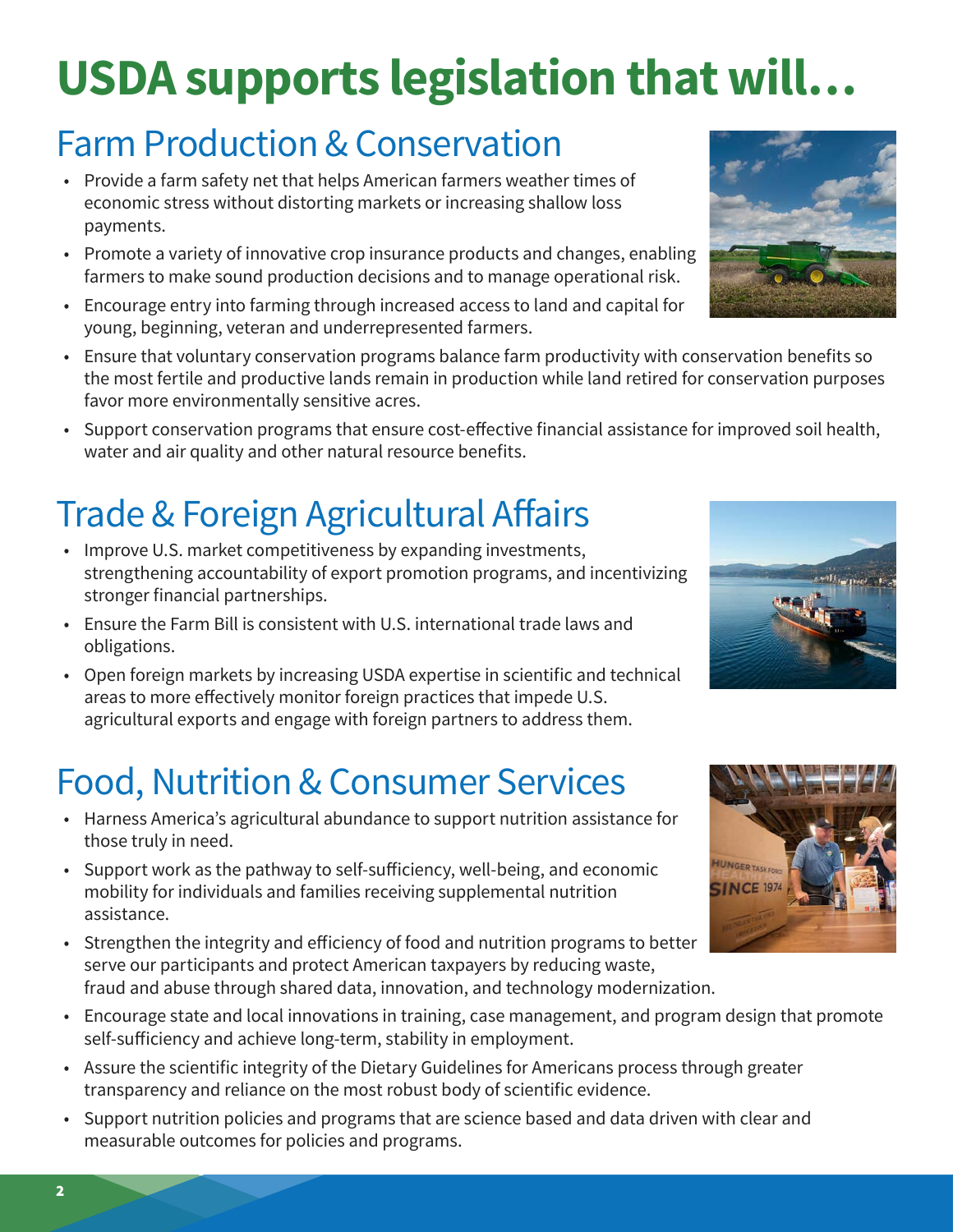# USDA supports legislation that will…

## Farm Production & Conservation

- Provide a farm safety net that helps American farmers weather times of economic stress without distorting markets or increasing shallow loss payments.
- Promote a variety of innovative crop insurance products and changes, enabling farmers to make sound production decisions and to manage operational risk.
- Encourage entry into farming through increased access to land and capital for young, beginning, veteran and underrepresented farmers.
- Ensure that voluntary conservation programs balance farm productivity with conservation benefits so the most fertile and productive lands remain in production while land retired for conservation purposes favor more environmentally sensitive acres.
- Support conservation programs that ensure cost-effective financial assistance for improved soil health, water and air quality and other natural resource benefits.

## Trade & Foreign Agricultural Affairs

- Improve U.S. market competitiveness by expanding investments, strengthening accountability of export promotion programs, and incentivizing stronger financial partnerships.
- Ensure the Farm Bill is consistent with U.S. international trade laws and obligations.
- Open foreign markets by increasing USDA expertise in scientific and technical areas to more effectively monitor foreign practices that impede U.S. agricultural exports and engage with foreign partners to address them.

## Food, Nutrition & Consumer Services

- Harness America's agricultural abundance to support nutrition assistance for those truly in need.
- Support work as the pathway to self-sufficiency, well-being, and economic mobility for individuals and families receiving supplemental nutrition assistance.
- Strengthen the integrity and efficiency of food and nutrition programs to better serve our participants and protect American taxpayers by reducing waste, fraud and abuse through shared data, innovation, and technology modernization.
- Encourage state and local innovations in training, case management, and program design that promote self-sufficiency and achieve long-term, stability in employment.
- Assure the scientific integrity of the Dietary Guidelines for Americans process through greater transparency and reliance on the most robust body of scientific evidence.
- Support nutrition policies and programs that are science based and data driven with clear and measurable outcomes for policies and programs.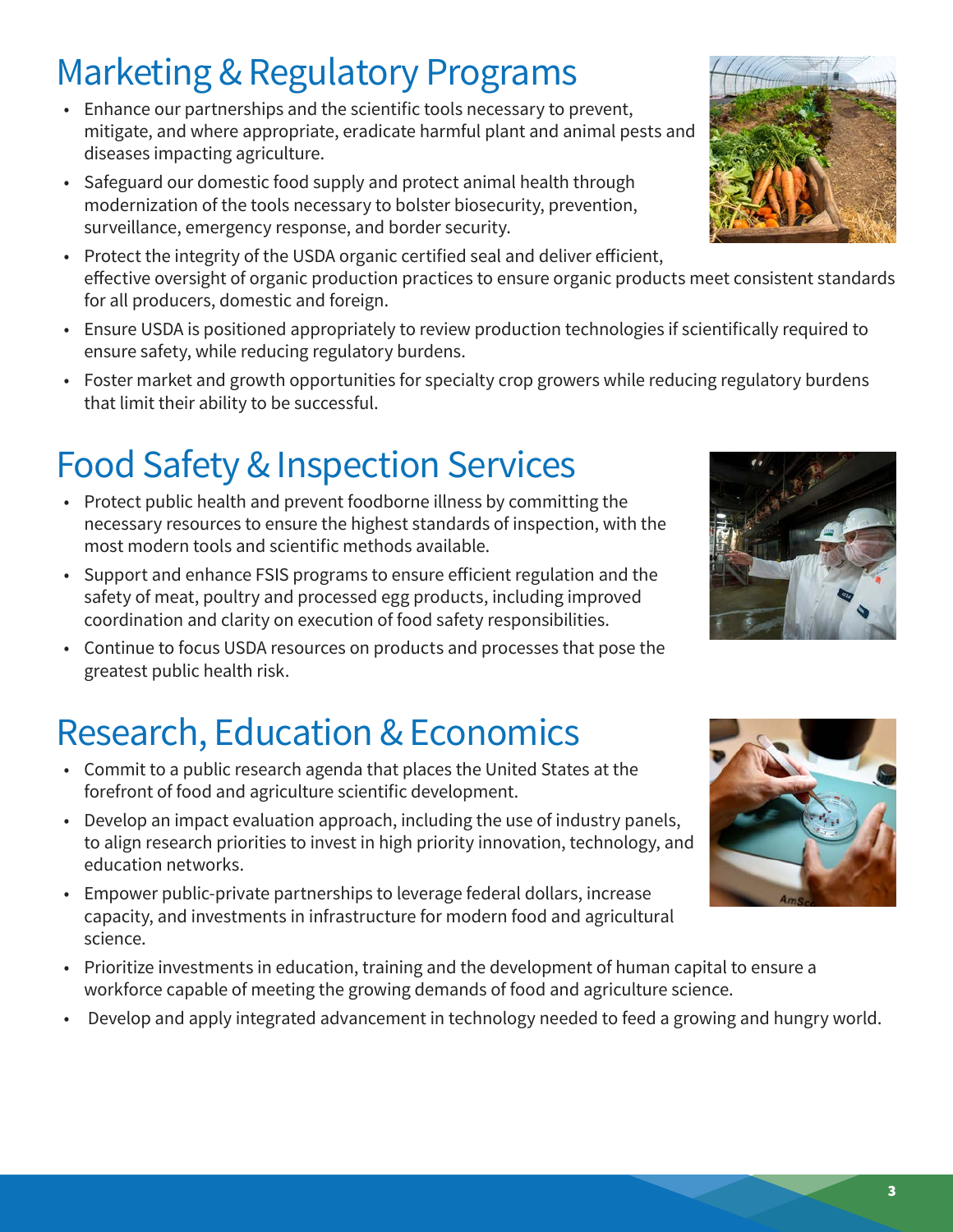# Marketing & Regulatory Programs

- Enhance our partnerships and the scientific tools necessary to prevent, mitigate, and where appropriate, eradicate harmful plant and animal pests and diseases impacting agriculture.
- Safeguard our domestic food supply and protect animal health through modernization of the tools necessary to bolster biosecurity, prevention, surveillance, emergency response, and border security.
- Protect the integrity of the USDA organic certified seal and deliver efficient, effective oversight of organic production practices to ensure organic products meet consistent standards for all producers, domestic and foreign.
- Ensure USDA is positioned appropriately to review production technologies if scientifically required to ensure safety, while reducing regulatory burdens.
- Foster market and growth opportunities for specialty crop growers while reducing regulatory burdens that limit their ability to be successful.

# Food Safety & Inspection Services

- Protect public health and prevent foodborne illness by committing the necessary resources to ensure the highest standards of inspection, with the most modern tools and scientific methods available.
- Support and enhance FSIS programs to ensure efficient regulation and the safety of meat, poultry and processed egg products, including improved coordination and clarity on execution of food safety responsibilities.
- Continue to focus USDA resources on products and processes that pose the greatest public health risk.

# Research, Education & Economics

- Commit to a public research agenda that places the United States at the forefront of food and agriculture scientific development.
- Develop an impact evaluation approach, including the use of industry panels, to align research priorities to invest in high priority innovation, technology, and education networks.
- Empower public-private partnerships to leverage federal dollars, increase capacity, and investments in infrastructure for modern food and agricultural science.
- Prioritize investments in education, training and the development of human capital to ensure a workforce capable of meeting the growing demands of food and agriculture science.
- Develop and apply integrated advancement in technology needed to feed a growing and hungry world.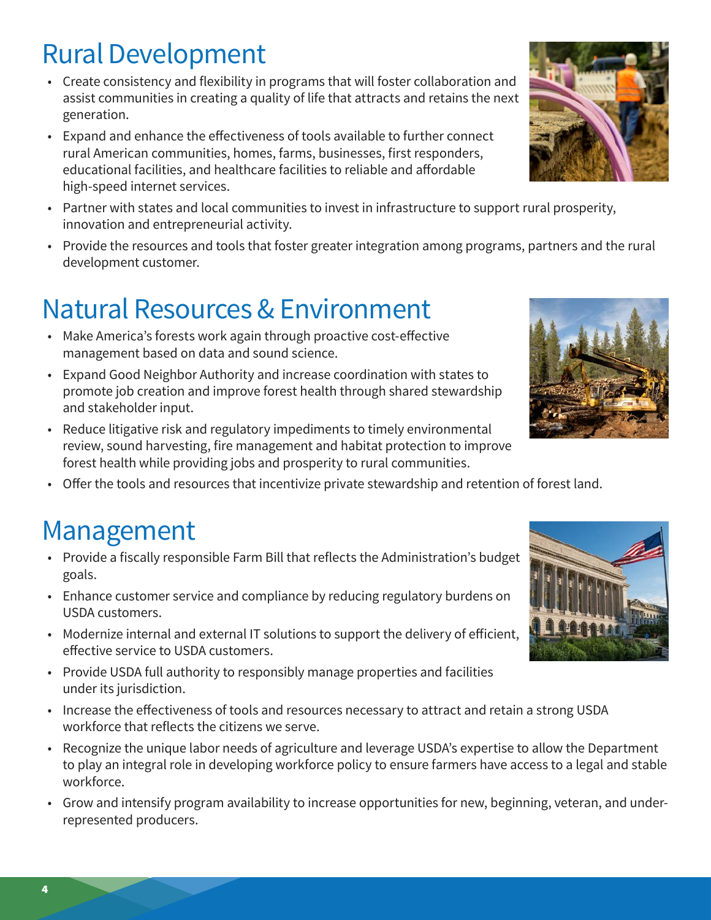# Rural Development

- Create consistency and flexibility in programs that will foster collaboration and assist communities in creating a quality of life that attracts and retains the next generation.
- Expand and enhance the effectiveness of tools available to further connect rural American communities, homes, farms, businesses, first responders, educational facilities, and healthcare facilities to reliable and affordable high-speed internet services.
- Partner with states and local communities to invest in infrastructure to support rural prosperity, innovation and entrepreneurial activity.
- Provide the resources and tools that foster greater integration among programs, partners and the rural development customer.

# Natural Resources & Environment

- Make America's forests work again through proactive cost-effective management based on data and sound science.
- Expand Good Neighbor Authority and increase coordination with states to promote job creation and improve forest health through shared stewardship and stakeholder input.
- Reduce litigative risk and regulatory impediments to timely environmental review, sound harvesting, fire management and habitat protection to improve forest health while providing jobs and prosperity to rural communities.
- Offer the tools and resources that incentivize private stewardship and retention of forest land.

# Management

- Provide a fiscally responsible Farm Bill that reflects the Administration's budget goals.
- Enhance customer service and compliance by reducing regulatory burdens on USDA customers.
- Modernize internal and external IT solutions to support the delivery of efficient, effective service to USDA customers.
- Provide USDA full authority to responsibly manage properties and facilities under its jurisdiction.
- Increase the effectiveness of tools and resources necessary to attract and retain a strong USDA workforce that reflects the citizens we serve.
- Recognize the unique labor needs of agriculture and leverage USDA's expertise to allow the Department to play an integral role in developing workforce policy to ensure farmers have access to a legal and stable workforce.
- Grow and intensify program availability to increase opportunities for new, beginning, veteran, and under-represented producers.